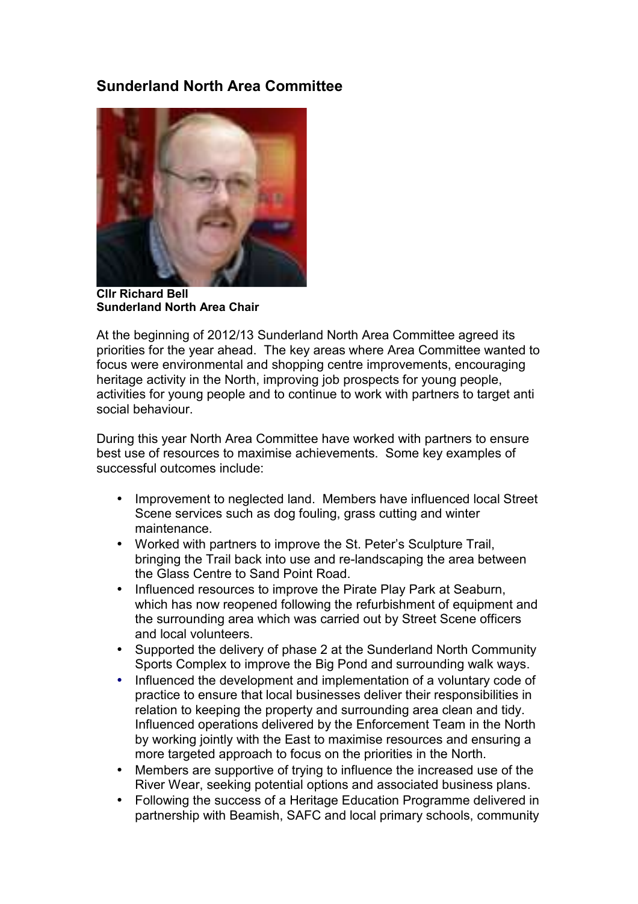## Sunderland North Area Committee

**Cllr Richard Bell**
**Sunderland North Area Chair**

At the beginning of 2012/13 Sunderland North Area Committee agreed its priorities for the year ahead. The key areas where Area Committee wanted to focus were environmental and shopping centre improvements, encouraging heritage activity in the North, improving job prospects for young people, activities for young people and to continue to work with partners to target anti social behaviour.

During this year North Area Committee have worked with partners to ensure best use of resources to maximise achievements. Some key examples of successful outcomes include:

- Improvement to neglected land. Members have influenced local Street Scene services such as dog fouling, grass cutting and winter maintenance.
- Worked with partners to improve the St. Peter's Sculpture Trail, bringing the Trail back into use and re-landscaping the area between the Glass Centre to Sand Point Road.
- Influenced resources to improve the Pirate Play Park at Seaburn, which has now reopened following the refurbishment of equipment and the surrounding area which was carried out by Street Scene officers and local volunteers.
- Supported the delivery of phase 2 at the Sunderland North Community Sports Complex to improve the Big Pond and surrounding walk ways.
- Influenced the development and implementation of a voluntary code of practice to ensure that local businesses deliver their responsibilities in relation to keeping the property and surrounding area clean and tidy. Influenced operations delivered by the Enforcement Team in the North by working jointly with the East to maximise resources and ensuring a more targeted approach to focus on the priorities in the North.
- Members are supportive of trying to influence the increased use of the River Wear, seeking potential options and associated business plans.
- Following the success of a Heritage Education Programme delivered in partnership with Beamish, SAFC and local primary schools, community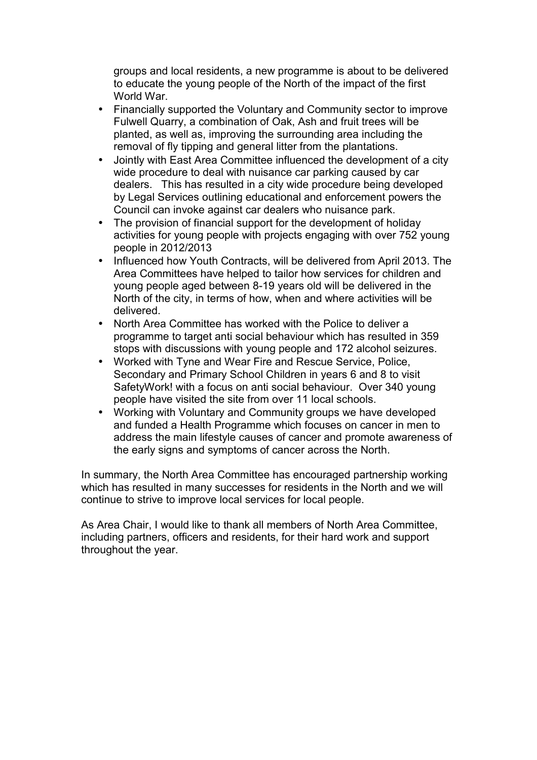groups and local residents, a new programme is about to be delivered to educate the young people of the North of the impact of the first World War.

- Financially supported the Voluntary and Community sector to improve Fulwell Quarry, a combination of Oak, Ash and fruit trees will be planted, as well as, improving the surrounding area including the removal of fly tipping and general litter from the plantations.
- Jointly with East Area Committee influenced the development of a city wide procedure to deal with nuisance car parking caused by car dealers. This has resulted in a city wide procedure being developed by Legal Services outlining educational and enforcement powers the Council can invoke against car dealers who nuisance park.
- The provision of financial support for the development of holiday activities for young people with projects engaging with over 752 young people in 2012/2013
- Influenced how Youth Contracts, will be delivered from April 2013. The Area Committees have helped to tailor how services for children and young people aged between 8-19 years old will be delivered in the North of the city, in terms of how, when and where activities will be delivered.
- North Area Committee has worked with the Police to deliver a programme to target anti social behaviour which has resulted in 359 stops with discussions with young people and 172 alcohol seizures.
- Worked with Tyne and Wear Fire and Rescue Service, Police, Secondary and Primary School Children in years 6 and 8 to visit SafetyWork! with a focus on anti social behaviour. Over 340 young people have visited the site from over 11 local schools.
- Working with Voluntary and Community groups we have developed and funded a Health Programme which focuses on cancer in men to address the main lifestyle causes of cancer and promote awareness of the early signs and symptoms of cancer across the North.

In summary, the North Area Committee has encouraged partnership working which has resulted in many successes for residents in the North and we will continue to strive to improve local services for local people.

As Area Chair, I would like to thank all members of North Area Committee, including partners, officers and residents, for their hard work and support throughout the year.